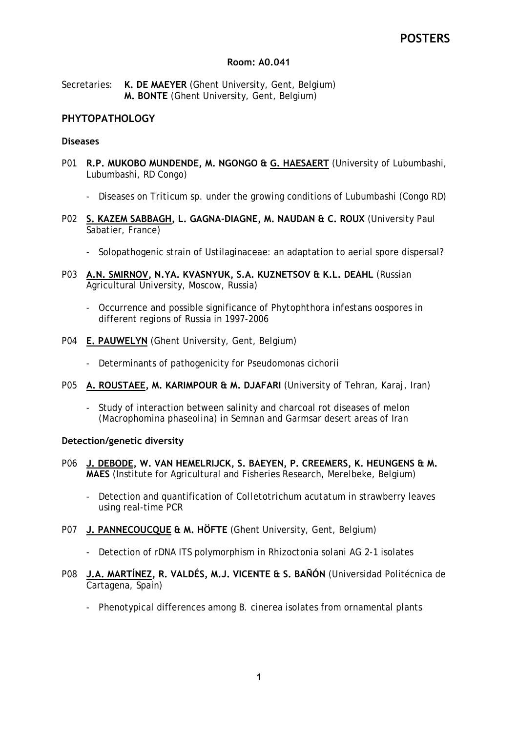# POSTERS

**Room: A0.041**

Secretaries: **K. DE MAEYER** (Ghent University, Gent, Belgium)
**M. BONTE** (Ghent University, Gent, Belgium)

## PHYTOPATHOLOGY

### Diseases

P01 **R.P. MUKOBO MUNDENDE, M. NGONGO & G. HAESAERT** (University of Lubumbashi, Lubumbashi, RD Congo)

- *Diseases on Triticum sp. under the growing conditions of Lubumbashi (Congo RD)*

P02 **S. KAZEM SABBAGH, L. GAGNA-DIAGNE, M. NAUDAN & C. ROUX** (University Paul Sabatier, France)

- *Solopathogenic strain of Ustilaginaceae: an adaptation to aerial spore dispersal?*

P03 **A.N. SMIRNOV, N.YA. KVASNYUK, S.A. KUZNETSOV & K.L. DEAHL** (Russian Agricultural University, Moscow, Russia)

- *Occurrence and possible significance of Phytophthora infestans oospores in different regions of Russia in 1997-2006*

P04 **E. PAUWELYN** (Ghent University, Gent, Belgium)

- *Determinants of pathogenicity for Pseudomonas cichorii*

P05 **A. ROUSTAEE, M. KARIMPOUR & M. DJAFARI** (University of Tehran, Karaj, Iran)

- *Study of interaction between salinity and charcoal rot diseases of melon (Macrophomina phaseolina) in Semnan and Garmsar desert areas of Iran*

### Detection/genetic diversity

P06 **J. DEBODE, W. VAN HEMELRIJCK, S. BAEYEN, P. CREEMERS, K. HEUNGENS & M. MAES** (Institute for Agricultural and Fisheries Research, Merelbeke, Belgium)

- *Detection and quantification of Colletotrichum acutatum in strawberry leaves using real-time PCR*

P07 **J. PANNECOUCQUE & M. HÖFTE** (Ghent University, Gent, Belgium)

- *Detection of rDNA ITS polymorphism in Rhizoctonia solani AG 2-1 isolates*

P08 **J.A. MARTÍNEZ, R. VALDÉS, M.J. VICENTE & S. BAÑÓN** (Universidad Politécnica de Cartagena, Spain)

- *Phenotypical differences among B. cinerea isolates from ornamental plants*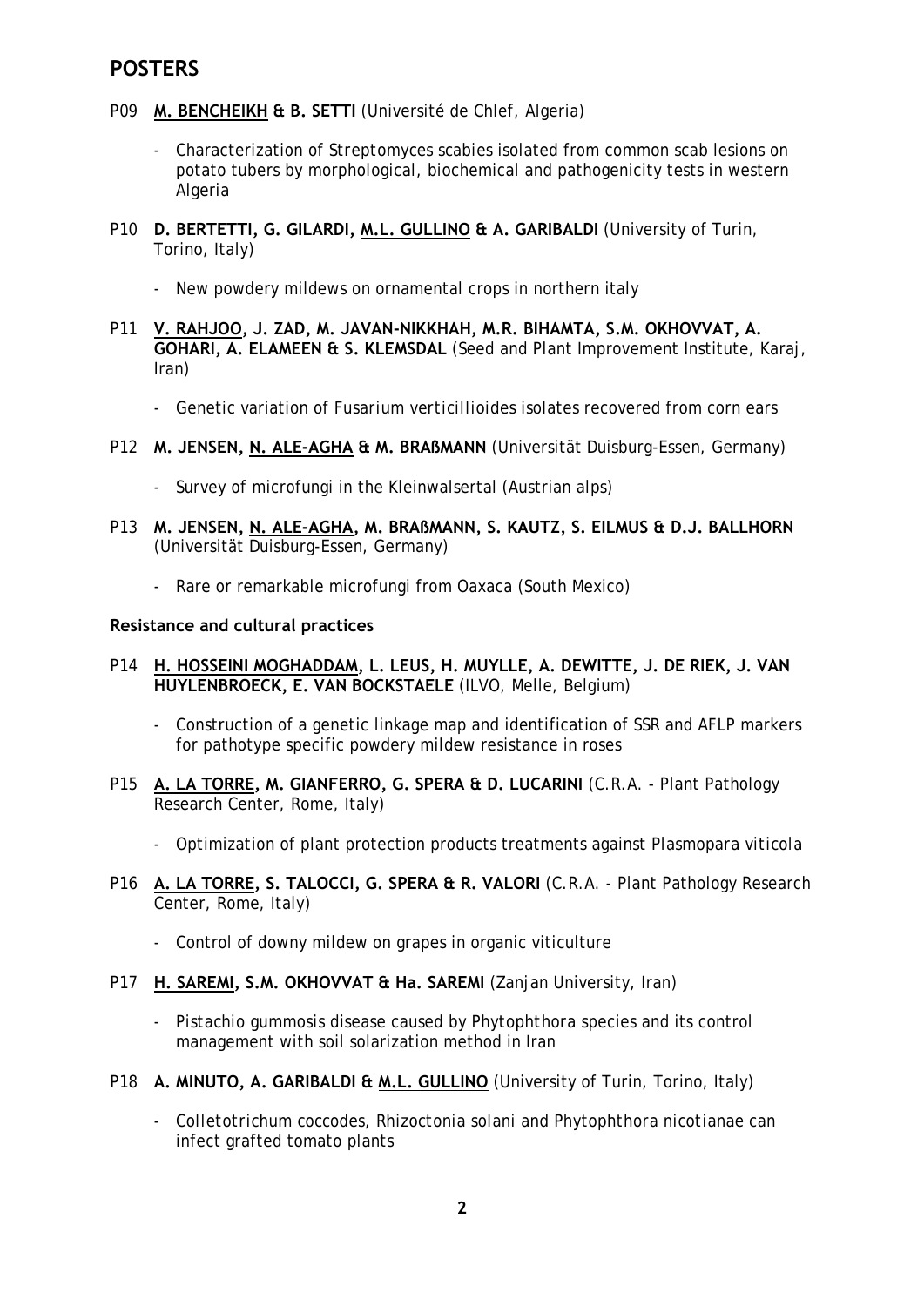# POSTERS

P09 **<u>M. BENCHEIKH</u> & B. SETTI** (Université de Chlef, Algeria)

- *Characterization of Streptomyces scabies isolated from common scab lesions on potato tubers by morphological, biochemical and pathogenicity tests in western Algeria*

P10 **D. BERTETTI, G. GILARDI, <u>M.L. GULLINO</u> & A. GARIBALDI** (University of Turin, Torino, Italy)

- *New powdery mildews on ornamental crops in northern italy*

P11 **<u>V. RAHJOO</u>, J. ZAD, M. JAVAN-NIKKHAH, M.R. BIHAMTA, S.M. OKHOVVAT, A. GOHARI, A. ELAMEEN & S. KLEMSDAL** (Seed and Plant Improvement Institute, Karaj, Iran)

- *Genetic variation of Fusarium verticillioides isolates recovered from corn ears*

P12 **M. JENSEN, <u>N. ALE-AGHA</u> & M. BRAßMANN** (Universität Duisburg-Essen, Germany)

- *Survey of microfungi in the Kleinwalsertal (Austrian alps)*

P13 **M. JENSEN, <u>N. ALE-AGHA</u>, M. BRAßMANN, S. KAUTZ, S. EILMUS & D.J. BALLHORN** (Universität Duisburg-Essen, Germany)

- *Rare or remarkable microfungi from Oaxaca (South Mexico)*

**Resistance and cultural practices**

P14 **<u>H. HOSSEINI MOGHADDAM</u>, L. LEUS, H. MUYLLE, A. DEWITTE, J. DE RIEK, J. VAN HUYLENBROECK, E. VAN BOCKSTAELE** (ILVO, Melle, Belgium)

- *Construction of a genetic linkage map and identification of SSR and AFLP markers for pathotype specific powdery mildew resistance in roses*

P15 **<u>A. LA TORRE</u>, M. GIANFERRO, G. SPERA & D. LUCARINI** (C.R.A. - Plant Pathology Research Center, Rome, Italy)

- *Optimization of plant protection products treatments against Plasmopara viticola*

P16 **<u>A. LA TORRE</u>, S. TALOCCI, G. SPERA & R. VALORI** (C.R.A. - Plant Pathology Research Center, Rome, Italy)

- *Control of downy mildew on grapes in organic viticulture*

P17 **<u>H. SAREMI</u>, S.M. OKHOVVAT & Ha. SAREMI** (Zanjan University, Iran)

- *Pistachio gummosis disease caused by Phytophthora species and its control management with soil solarization method in Iran*

P18 **A. MINUTO, A. GARIBALDI & <u>M.L. GULLINO</u>** (University of Turin, Torino, Italy)

- *Colletotrichum coccodes, Rhizoctonia solani and Phytophthora nicotianae can infect grafted tomato plants*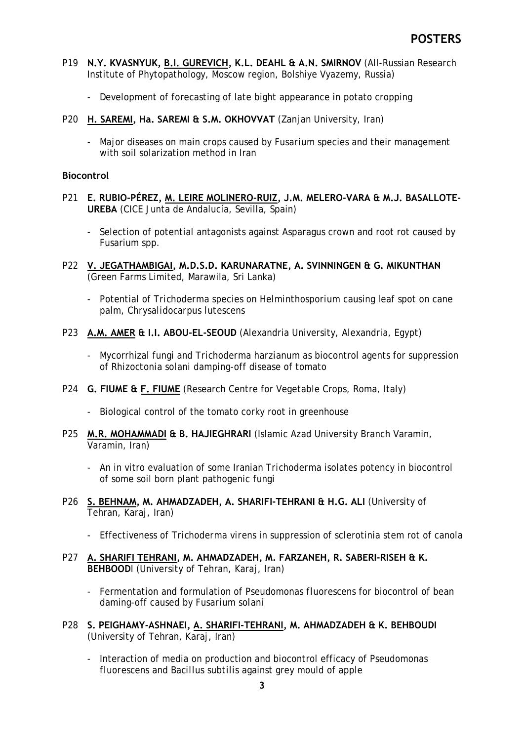# POSTERS

P19 **N.Y. KVASNYUK, <u>B.I. GUREVICH</u>, K.L. DEAHL & A.N. SMIRNOV** (All-Russian Research Institute of Phytopathology, Moscow region, Bolshiye Vyazemy, Russia)

- Development of forecasting of late bight appearance in potato cropping

P20 **<u>H. SAREMI</u>, Ha. SAREMI & S.M. OKHOVVAT** (Zanjan University, Iran)

- Major diseases on main crops caused by *Fusarium* species and their management with soil solarization method in Iran

**Biocontrol**

P21 **E. RUBIO-PÉREZ, <u>M. LEIRE MOLINERO-RUIZ</u>, J.M. MELERO-VARA & M.J. BASALLOTE-UREBA** (CICE Junta de Andalucía, Sevilla, Spain)

- Selection of potential antagonists against Asparagus crown and root rot caused by *Fusarium* spp.

P22 **<u>V. JEGATHAMBIGAI</u>, M.D.S.D. KARUNARATNE, A. SVINNINGEN & G. MIKUNTHAN** (Green Farms Limited, Marawila, Sri Lanka)

- Potential of *Trichoderma* species on *Helminthosporium* causing leaf spot on cane palm, *Chrysalidocarpus lutescens*

P23 **<u>A.M. AMER</u> & I.I. ABOU-EL-SEOUD** (Alexandria University, Alexandria, Egypt)

- Mycorrhizal fungi and *Trichoderma harzianum* as biocontrol agents for suppression of *Rhizoctonia solani* damping-off disease of tomato

P24 **G. FIUME & <u>F. FIUME</u>** (Research Centre for Vegetable Crops, Roma, Italy)

- Biological control of the tomato corky root in greenhouse

P25 **<u>M.R. MOHAMMADI</u> & B. HAJIEGHRARI** (Islamic Azad University Branch Varamin, Varamin, Iran)

- An in vitro evaluation of some Iranian *Trichoderma* isolates potency in biocontrol of some soil born plant pathogenic fungi

P26 **<u>S. BEHNAM</u>, M. AHMADZADEH, A. SHARIFI-TEHRANI & H.G. ALI** (University of Tehran, Karaj, Iran)

- Effectiveness of *Trichoderma virens* in suppression of sclerotinia stem rot of canola

P27 **<u>A. SHARIFI TEHRANI</u>, M. AHMADZADEH, M. FARZANEH, R. SABERI-RISEH & K. BEHBOODI** (University of Tehran, Karaj, Iran)

- Fermentation and formulation of *Pseudomonas fluorescens* for biocontrol of bean daming-off caused by *Fusarium solani*

P28 **S. PEIGHAMY-ASHNAEI, <u>A. SHARIFI-TEHRANI</u>, M. AHMADZADEH & K. BEHBOUDI** (University of Tehran, Karaj, Iran)

- Interaction of media on production and biocontrol efficacy of *Pseudomonas fluorescens* and *Bacillus subtilis* against grey mould of apple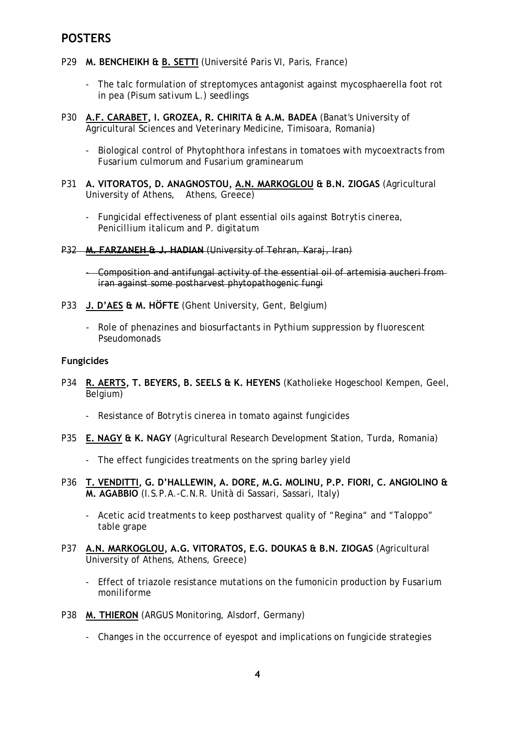## POSTERS

P29 **M. BENCHEIKH & <u>B. SETTI</u>** (Université Paris VI, Paris, France)

- The talc formulation of streptomyces antagonist against mycosphaerella foot rot in pea (*Pisum sativum* L.) seedlings

P30 **<u>A.F. CARABET</u>, I. GROZEA, R. CHIRITA & A.M. BADEA** (Banat's University of Agricultural Sciences and Veterinary Medicine, Timisoara, Romania)

- Biological control of *Phytophthora infestans* in tomatoes with mycoextracts from *Fusarium culmorum* and *Fusarium graminearum*

P31 **A. VITORATOS, D. ANAGNOSTOU, <u>A.N. MARKOGLOU</u> & B.N. ZIOGAS** (Agricultural University of Athens, Athens, Greece)

- Fungicidal effectiveness of plant essential oils against *Botrytis cinerea*, *Penicillium italicum* and *P. digitatum*

~~P32 **M. FARZANEH & J. HADIAN** (University of Tehran, Karaj, Iran)~~

- ~~Composition and antifungal activity of the essential oil of artemisia aucheri from iran against some postharvest phytopathogenic fungi~~

P33 **<u>J. D'AES</u> & M. HÖFTE** (Ghent University, Gent, Belgium)

- Role of phenazines and biosurfactants in *Pythium* suppression by fluorescent Pseudomonads

### Fungicides

P34 **<u>R. AERTS</u>, T. BEYERS, B. SEELS & K. HEYENS** (Katholieke Hogeschool Kempen, Geel, Belgium)

- Resistance of *Botrytis cinerea* in tomato against fungicides

P35 **<u>E. NAGY</u> & K. NAGY** (Agricultural Research Development Station, Turda, Romania)

- The effect fungicides treatments on the spring barley yield

P36 **<u>T. VENDITTI</u>, G. D'HALLEWIN, A. DORE, M.G. MOLINU, P.P. FIORI, C. ANGIOLINO & M. AGABBIO** (I.S.P.A.-C.N.R. Unità di Sassari, Sassari, Italy)

- Acetic acid treatments to keep postharvest quality of "Regina" and "Taloppo" table grape

P37 **<u>A.N. MARKOGLOU</u>, A.G. VITORATOS, E.G. DOUKAS & B.N. ZIOGAS** (Agricultural University of Athens, Athens, Greece)

- Effect of triazole resistance mutations on the fumonicin production by *Fusarium moniliforme*

P38 **<u>M. THIERON</u>** (ARGUS Monitoring, Alsdorf, Germany)

- Changes in the occurrence of eyespot and implications on fungicide strategies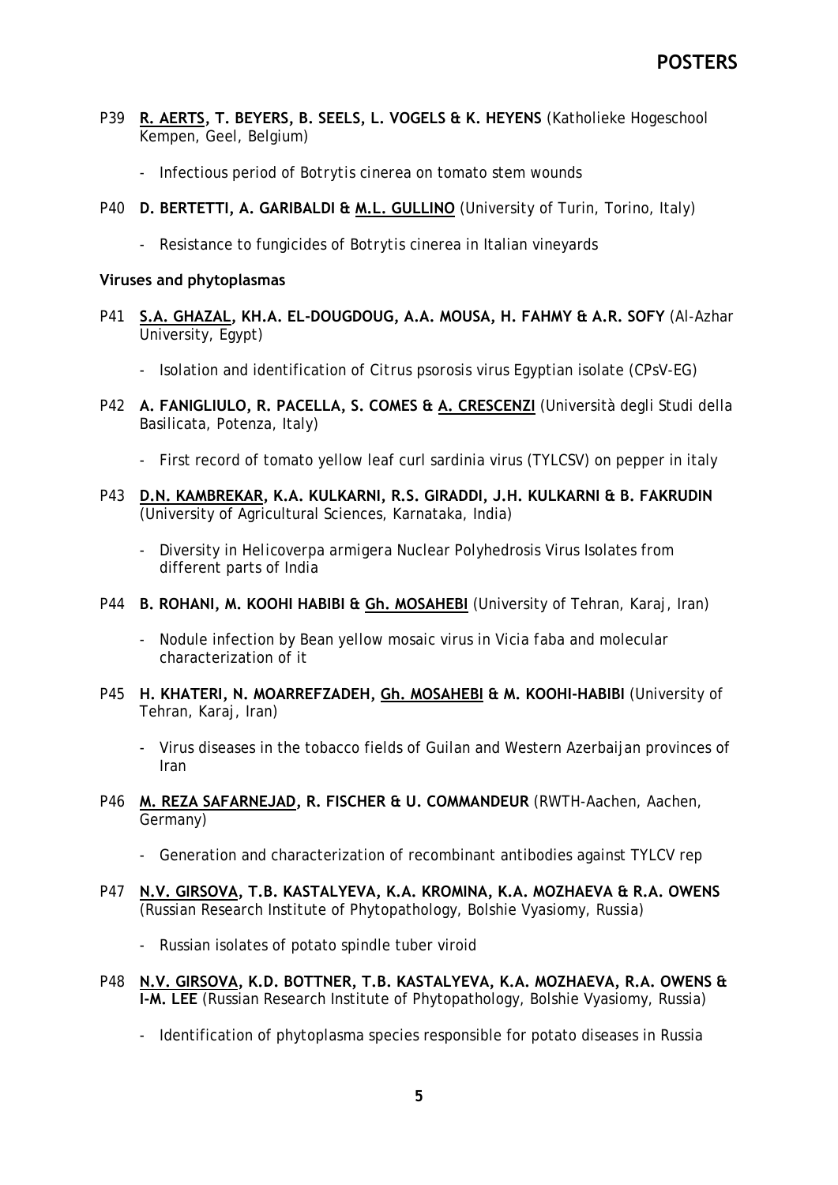P39 **<u>R. AERTS</u>, T. BEYERS, B. SEELS, L. VOGELS & K. HEYENS** (Katholieke Hogeschool Kempen, Geel, Belgium)

- Infectious period of *Botrytis cinerea* on tomato stem wounds

P40 **D. BERTETTI, A. GARIBALDI & <u>M.L. GULLINO</u>** (University of Turin, Torino, Italy)

- Resistance to fungicides of *Botrytis cinerea* in Italian vineyards

**Viruses and phytoplasmas**

P41 **<u>S.A. GHAZAL</u>, KH.A. EL-DOUGDOUG, A.A. MOUSA, H. FAHMY & A.R. SOFY** (Al-Azhar University, Egypt)

- Isolation and identification of Citrus psorosis virus Egyptian isolate (CPsV-EG)

P42 **A. FANIGLIULO, R. PACELLA, S. COMES & <u>A. CRESCENZI</u>** (Università degli Studi della Basilicata, Potenza, Italy)

- First record of tomato yellow leaf curl sardinia virus (TYLCSV) on pepper in italy

P43 **<u>D.N. KAMBREKAR</u>, K.A. KULKARNI, R.S. GIRADDI, J.H. KULKARNI & B. FAKRUDIN** (University of Agricultural Sciences, Karnataka, India)

- Diversity in *Helicoverpa armigera* Nuclear Polyhedrosis Virus Isolates from different parts of India

P44 **B. ROHANI, M. KOOHI HABIBI & <u>Gh. MOSAHEBI</u>** (University of Tehran, Karaj, Iran)

- Nodule infection by Bean yellow mosaic virus in *Vicia faba* and molecular characterization of it

P45 **H. KHATERI, N. MOARREFZADEH, <u>Gh. MOSAHEBI</u> & M. KOOHI-HABIBI** (University of Tehran, Karaj, Iran)

- Virus diseases in the tobacco fields of Guilan and Western Azerbaijan provinces of Iran

P46 **<u>M. REZA SAFARNEJAD</u>, R. FISCHER & U. COMMANDEUR** (RWTH-Aachen, Aachen, Germany)

- Generation and characterization of recombinant antibodies against TYLCV rep

P47 **<u>N.V. GIRSOVA</u>, T.B. KASTALYEVA, K.A. KROMINA, K.A. MOZHAEVA & R.A. OWENS** (Russian Research Institute of Phytopathology, Bolshie Vyasiomy, Russia)

- Russian isolates of potato spindle tuber viroid

P48 **<u>N.V. GIRSOVA</u>, K.D. BOTTNER, T.B. KASTALYEVA, K.A. MOZHAEVA, R.A. OWENS & I-M. LEE** (Russian Research Institute of Phytopathology, Bolshie Vyasiomy, Russia)

- Identification of phytoplasma species responsible for potato diseases in Russia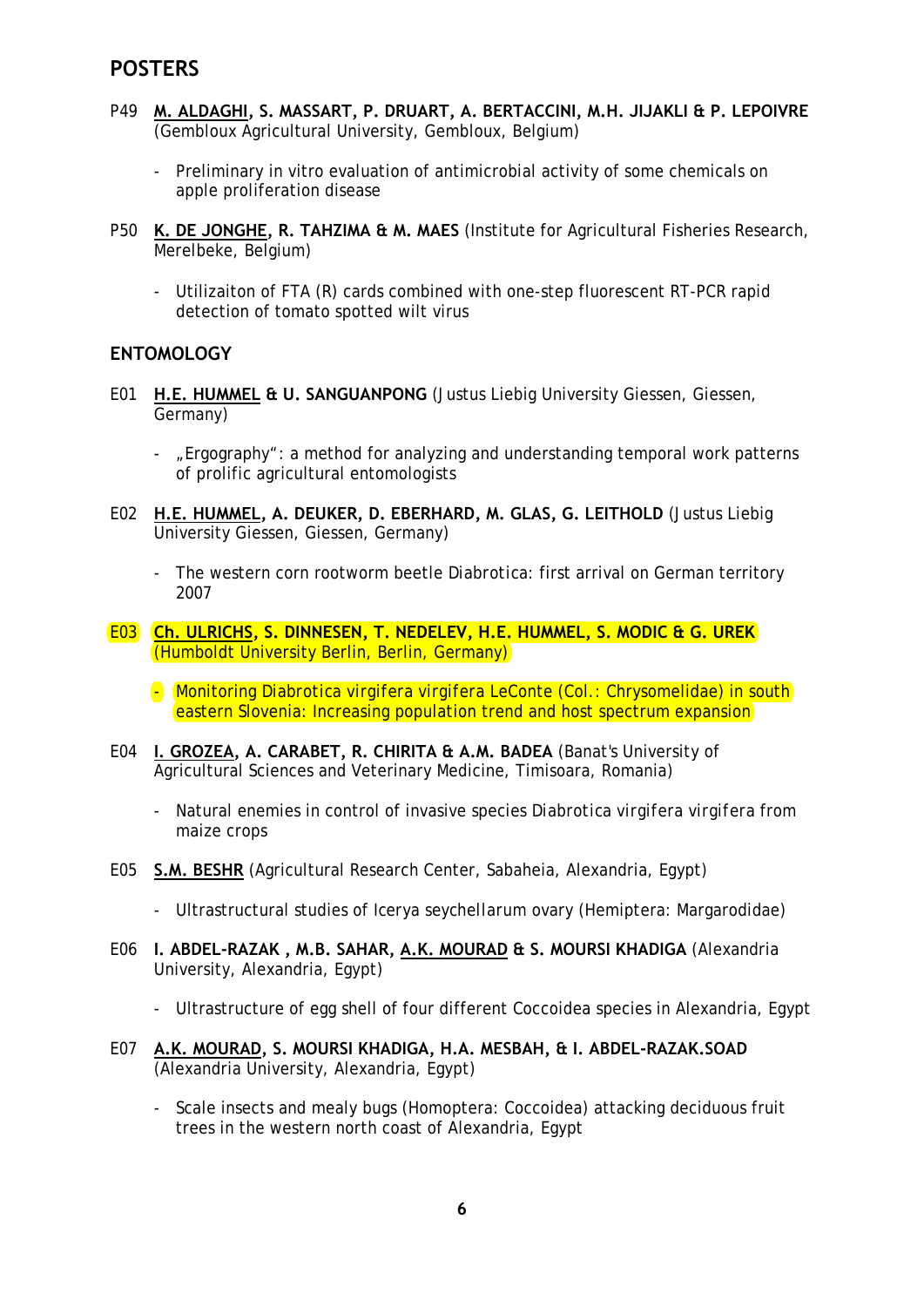## POSTERS

P49 **<u>M. ALDAGHI</u>, S. MASSART, P. DRUART, A. BERTACCINI, M.H. JIJAKLI & P. LEPOIVRE** (Gembloux Agricultural University, Gembloux, Belgium)

- Preliminary in vitro evaluation of antimicrobial activity of some chemicals on apple proliferation disease

P50 **<u>K. DE JONGHE</u>, R. TAHZIMA & M. MAES** (Institute for Agricultural Fisheries Research, Merelbeke, Belgium)

- Utilizaiton of FTA (R) cards combined with one-step fluorescent RT-PCR rapid detection of tomato spotted wilt virus

## ENTOMOLOGY

E01 **<u>H.E. HUMMEL</u> & U. SANGUANPONG** (Justus Liebig University Giessen, Giessen, Germany)

- „Ergography": a method for analyzing and understanding temporal work patterns of prolific agricultural entomologists

E02 **<u>H.E. HUMMEL</u>, A. DEUKER, D. EBERHARD, M. GLAS, G. LEITHOLD** (Justus Liebig University Giessen, Giessen, Germany)

- The western corn rootworm beetle *Diabrotica*: first arrival on German territory 2007

E03 **<u>Ch. ULRICHS</u>, S. DINNESEN, T. NEDELEV, H.E. HUMMEL, S. MODIC & G. UREK** (Humboldt University Berlin, Berlin, Germany)

- Monitoring *Diabrotica virgifera virgifera* LeConte (Col.: Chrysomelidae) in south eastern Slovenia: Increasing population trend and host spectrum expansion

E04 **<u>I. GROZEA</u>, A. CARABET, R. CHIRITA & A.M. BADEA** (Banat's University of Agricultural Sciences and Veterinary Medicine, Timisoara, Romania)

- Natural enemies in control of invasive species *Diabrotica virgifera virgifera* from maize crops

E05 **<u>S.M. BESHR</u>** (Agricultural Research Center, Sabaheia, Alexandria, Egypt)

- Ultrastructural studies of *Icerya seychellarum* ovary (Hemiptera: Margarodidae)

E06 **I. ABDEL-RAZAK , M.B. SAHAR, <u>A.K. MOURAD</u> & S. MOURSI KHADIGA** (Alexandria University, Alexandria, Egypt)

- Ultrastructure of egg shell of four different Coccoidea species in Alexandria, Egypt

E07 **<u>A.K. MOURAD</u>, S. MOURSI KHADIGA, H.A. MESBAH, & I. ABDEL-RAZAK.SOAD** (Alexandria University, Alexandria, Egypt)

- Scale insects and mealy bugs (Homoptera: Coccoidea) attacking deciduous fruit trees in the western north coast of Alexandria, Egypt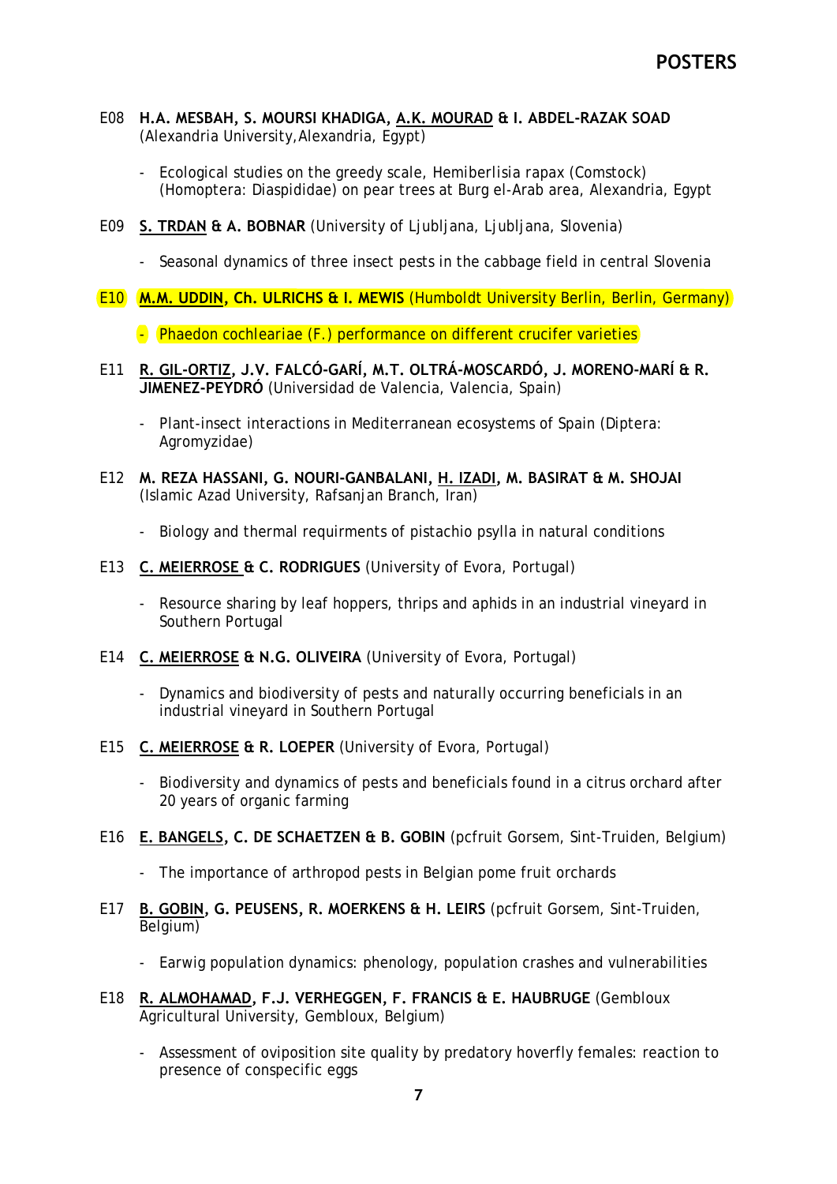## POSTERS

E08 **H.A. MESBAH, S. MOURSI KHADIGA, <u>A.K. MOURAD</u> & I. ABDEL-RAZAK SOAD** (Alexandria University,Alexandria, Egypt)

- Ecological studies on the greedy scale, Hemiberlisia rapax (Comstock) (Homoptera: Diaspididae) on pear trees at Burg el-Arab area, Alexandria, Egypt

E09 **<u>S. TRDAN</u> & A. BOBNAR** (University of Ljubljana, Ljubljana, Slovenia)

- Seasonal dynamics of three insect pests in the cabbage field in central Slovenia

E10 **<u>M.M. UDDIN</u>, Ch. ULRICHS & I. MEWIS** (Humboldt University Berlin, Berlin, Germany)

- Phaedon cochleariae (F.) performance on different crucifer varieties

E11 **<u>R. GIL-ORTIZ</u>, J.V. FALCÓ-GARÍ, M.T. OLTRÁ-MOSCARDÓ, J. MORENO-MARÍ & R. JIMENEZ-PEYDRÓ** (Universidad de Valencia, Valencia, Spain)

- Plant-insect interactions in Mediterranean ecosystems of Spain (Diptera: Agromyzidae)

E12 **M. REZA HASSANI, G. NOURI-GANBALANI, <u>H. IZADI</u>, M. BASIRAT & M. SHOJAI** (Islamic Azad University, Rafsanjan Branch, Iran)

- Biology and thermal requirments of pistachio psylla in natural conditions

E13 **<u>C. MEIERROSE</u> & C. RODRIGUES** (University of Evora, Portugal)

- Resource sharing by leaf hoppers, thrips and aphids in an industrial vineyard in Southern Portugal

E14 **<u>C. MEIERROSE</u> & N.G. OLIVEIRA** (University of Evora, Portugal)

- Dynamics and biodiversity of pests and naturally occurring beneficials in an industrial vineyard in Southern Portugal

E15 **<u>C. MEIERROSE</u> & R. LOEPER** (University of Evora, Portugal)

- Biodiversity and dynamics of pests and beneficials found in a citrus orchard after 20 years of organic farming

E16 **<u>E. BANGELS</u>, C. DE SCHAETZEN & B. GOBIN** (pcfruit Gorsem, Sint-Truiden, Belgium)

- The importance of arthropod pests in Belgian pome fruit orchards

E17 **<u>B. GOBIN</u>, G. PEUSENS, R. MOERKENS & H. LEIRS** (pcfruit Gorsem, Sint-Truiden, Belgium)

- Earwig population dynamics: phenology, population crashes and vulnerabilities

E18 **<u>R. ALMOHAMAD</u>, F.J. VERHEGGEN, F. FRANCIS & E. HAUBRUGE** (Gembloux Agricultural University, Gembloux, Belgium)

- Assessment of oviposition site quality by predatory hoverfly females: reaction to presence of conspecific eggs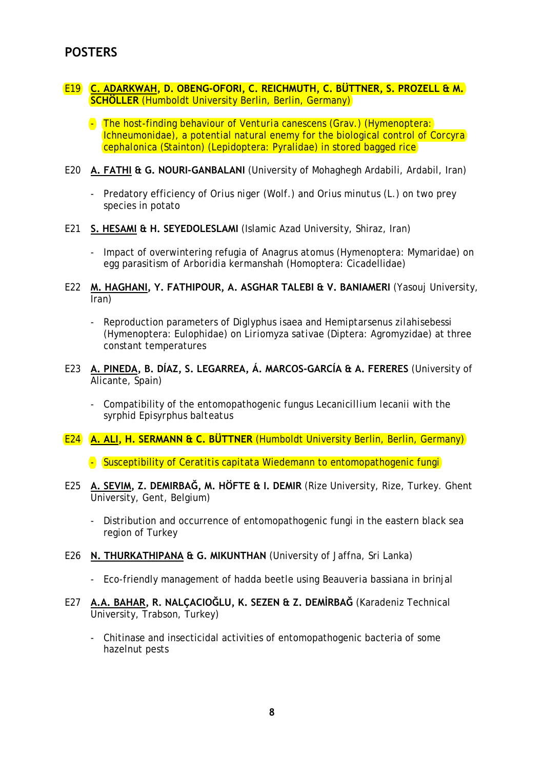## POSTERS

E19 **<u>C. ADARKWAH</u>, D. OBENG-OFORI, C. REICHMUTH, C. BÜTTNER, S. PROZELL & M. SCHÖLLER** (Humboldt University Berlin, Berlin, Germany)

- The host-finding behaviour of *Venturia canescens* (Grav.) (Hymenoptera: Ichneumonidae), a potential natural enemy for the biological control of *Corcyra cephalonica* (Stainton) (Lepidoptera: Pyralidae) in stored bagged rice

E20 **<u>A. FATHI</u> & G. NOURI-GANBALANI** (University of Mohaghegh Ardabili, Ardabil, Iran)

- Predatory efficiency of *Orius niger* (Wolf.) and *Orius minutus* (L.) on two prey species in potato

E21 **<u>S. HESAMI</u> & H. SEYEDOLESLAMI** (Islamic Azad University, Shiraz, Iran)

- Impact of overwintering refugia of *Anagrus atomus* (Hymenoptera: Mymaridae) on egg parasitism of *Arboridia kermanshah* (Homoptera: Cicadellidae)

E22 **<u>M. HAGHANI</u>, Y. FATHIPOUR, A. ASGHAR TALEBI & V. BANIAMERI** (Yasouj University, Iran)

- Reproduction parameters of *Diglyphus isaea* and *Hemiptarsenus zilahisebessi* (Hymenoptera: Eulophidae) on *Liriomyza sativae* (Diptera: Agromyzidae) at three constant temperatures

E23 **<u>A. PINEDA</u>, B. DÍAZ, S. LEGARREA, Á. MARCOS-GARCÍA & A. FERERES** (University of Alicante, Spain)

- Compatibility of the entomopathogenic fungus *Lecanicillium lecanii* with the syrphid *Episyrphus balteatus*

E24 **<u>A. ALI</u>, H. SERMANN & C. BÜTTNER** (Humboldt University Berlin, Berlin, Germany)

- Susceptibility of *Ceratitis capitata* Wiedemann to entomopathogenic fungi

E25 **<u>A. SEVIM</u>, Z. DEMIRBAĞ, M. HÖFTE & I. DEMIR** (Rize University, Rize, Turkey. Ghent University, Gent, Belgium)

- Distribution and occurrence of entomopathogenic fungi in the eastern black sea region of Turkey

E26 **<u>N. THURKATHIPANA</u> & G. MIKUNTHAN** (University of Jaffna, Sri Lanka)

- Eco-friendly management of hadda beetle using *Beauveria bassiana* in brinjal

E27 **<u>A.A. BAHAR</u>, R. NALÇACIOĞLU, K. SEZEN & Z. DEMİRBAĞ** (Karadeniz Technical University, Trabson, Turkey)

- Chitinase and insecticidal activities of entomopathogenic bacteria of some hazelnut pests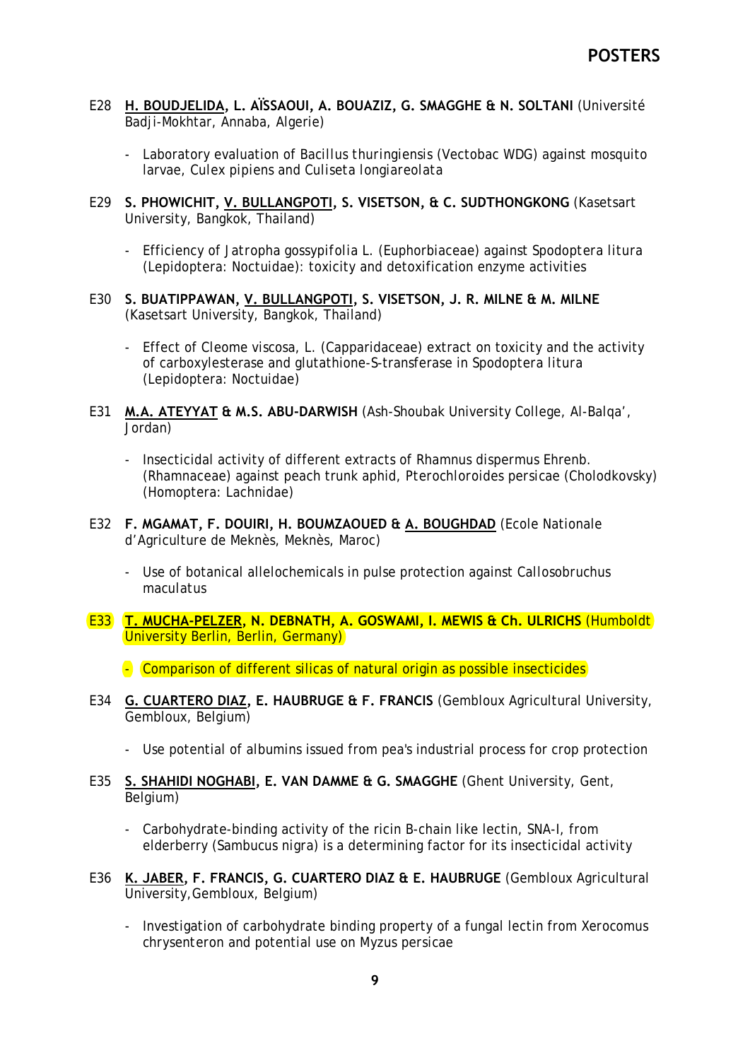## POSTERS

E28 **<u>H. BOUDJELIDA</u>, L. AÏSSAOUI, A. BOUAZIZ, G. SMAGGHE & N. SOLTANI** (Université Badji-Mokhtar, Annaba, Algerie)

- Laboratory evaluation of *Bacillus thuringiensis* (Vectobac WDG) against mosquito larvae, *Culex pipiens* and *Culiseta longiareolata*

E29 **S. PHOWICHIT, <u>V. BULLANGPOTI</u>, S. VISETSON, & C. SUDTHONGKONG** (Kasetsart University, Bangkok, Thailand)

- Efficiency of *Jatropha gossypifolia* L. (Euphorbiaceae) against *Spodoptera litura* (Lepidoptera: Noctuidae): toxicity and detoxification enzyme activities

E30 **S. BUATIPPAWAN, <u>V. BULLANGPOTI</u>, S. VISETSON, J. R. MILNE & M. MILNE** (Kasetsart University, Bangkok, Thailand)

- Effect of *Cleome viscosa*, L. (Capparidaceae) extract on toxicity and the activity of carboxylesterase and glutathione-S-transferase in *Spodoptera litura* (Lepidoptera: Noctuidae)

E31 **<u>M.A. ATEYYAT</u> & M.S. ABU-DARWISH** (Ash-Shoubak University College, Al-Balqa', Jordan)

- Insecticidal activity of different extracts of *Rhamnus dispermus* Ehrenb. (Rhamnaceae) against peach trunk aphid, *Pterochloroides persicae* (Cholodkovsky) (Homoptera: Lachnidae)

E32 **F. MGAMAT, F. DOUIRI, H. BOUMZAOUED & <u>A. BOUGHDAD</u>** (Ecole Nationale d'Agriculture de Meknès, Meknès, Maroc)

- Use of botanical allelochemicals in pulse protection against *Callosobruchus maculatus*

E33 **<u>T. MUCHA-PELZER</u>, N. DEBNATH, A. GOSWAMI, I. MEWIS & Ch. ULRICHS** (Humboldt University Berlin, Berlin, Germany)

- Comparison of different silicas of natural origin as possible insecticides

E34 **<u>G. CUARTERO DIAZ</u>, E. HAUBRUGE & F. FRANCIS** (Gembloux Agricultural University, Gembloux, Belgium)

- Use potential of albumins issued from pea's industrial process for crop protection

E35 **<u>S. SHAHIDI NOGHABI</u>, E. VAN DAMME & G. SMAGGHE** (Ghent University, Gent, Belgium)

- Carbohydrate-binding activity of the ricin B-chain like lectin, SNA-I, from elderberry (*Sambucus nigra*) is a determining factor for its insecticidal activity

E36 **<u>K. JABER</u>, F. FRANCIS, G. CUARTERO DIAZ & E. HAUBRUGE** (Gembloux Agricultural University, Gembloux, Belgium)

- Investigation of carbohydrate binding property of a fungal lectin from *Xerocomus chrysenteron* and potential use on *Myzus persicae*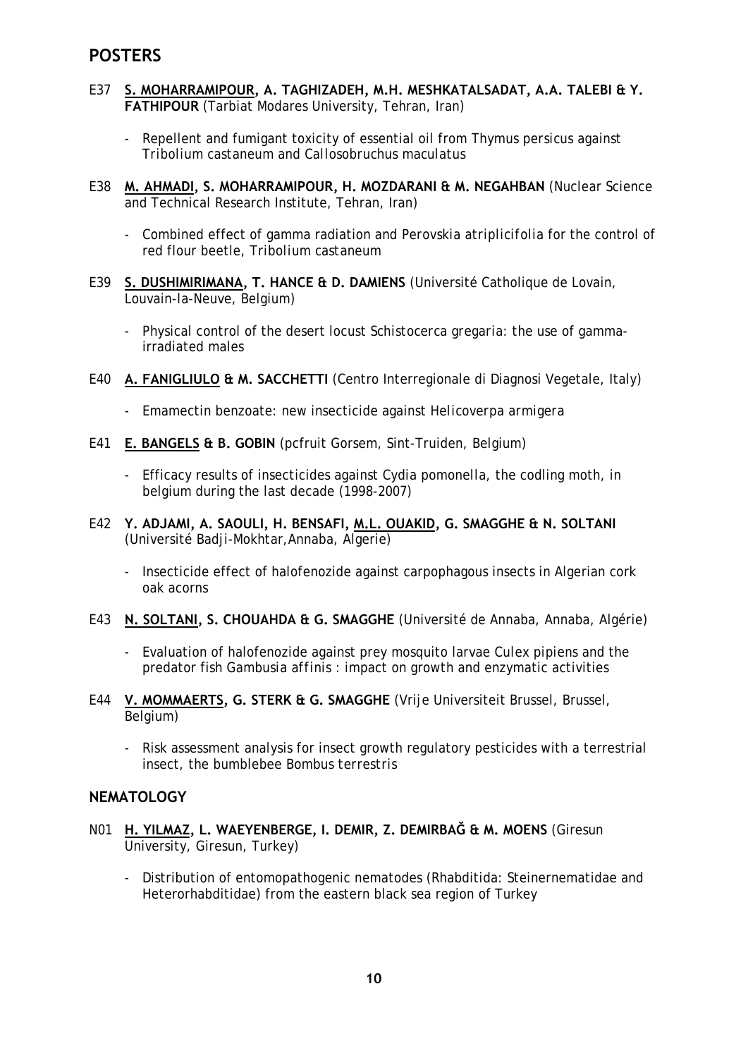## POSTERS

E37 **S. MOHARRAMIPOUR, A. TAGHIZADEH, M.H. MESHKATALSADAT, A.A. TALEBI & Y. FATHIPOUR** (Tarbiat Modares University, Tehran, Iran)

- Repellent and fumigant toxicity of essential oil from Thymus persicus against *Tribolium castaneum* and *Callosobruchus maculatus*

E38 **M. AHMADI, S. MOHARRAMIPOUR, H. MOZDARANI & M. NEGAHBAN** (Nuclear Science and Technical Research Institute, Tehran, Iran)

- Combined effect of gamma radiation and *Perovskia atriplicifolia* for the control of red flour beetle, *Tribolium castaneum*

E39 **S. DUSHIMIRIMANA, T. HANCE & D. DAMIENS** (Université Catholique de Lovain, Louvain-la-Neuve, Belgium)

- Physical control of the desert locust *Schistocerca gregaria*: the use of gamma-irradiated males

E40 **A. FANIGLIULO & M. SACCHETTI** (Centro Interregionale di Diagnosi Vegetale, Italy)

- Emamectin benzoate: new insecticide against *Helicoverpa armigera*

E41 **E. BANGELS & B. GOBIN** (pcfruit Gorsem, Sint-Truiden, Belgium)

- Efficacy results of insecticides against *Cydia pomonella*, the codling moth, in belgium during the last decade (1998-2007)

E42 **Y. ADJAMI, A. SAOULI, H. BENSAFI, M.L. OUAKID, G. SMAGGHE & N. SOLTANI** (Université Badji-Mokhtar,Annaba, Algerie)

- Insecticide effect of halofenozide against carpophagous insects in Algerian cork oak acorns

E43 **N. SOLTANI, S. CHOUAHDA & G. SMAGGHE** (Université de Annaba, Annaba, Algérie)

- Evaluation of halofenozide against prey mosquito larvae *Culex pipiens* and the predator fish *Gambusia affinis* : impact on growth and enzymatic activities

E44 **V. MOMMAERTS, G. STERK & G. SMAGGHE** (Vrije Universiteit Brussel, Brussel, Belgium)

- Risk assessment analysis for insect growth regulatory pesticides with a terrestrial insect, the bumblebee *Bombus terrestris*

## NEMATOLOGY

N01 **H. YILMAZ, L. WAEYENBERGE, I. DEMIR, Z. DEMIRBAĞ & M. MOENS** (Giresun University, Giresun, Turkey)

- Distribution of entomopathogenic nematodes (Rhabditida: Steinernematidae and Heterorhabditidae) from the eastern black sea region of Turkey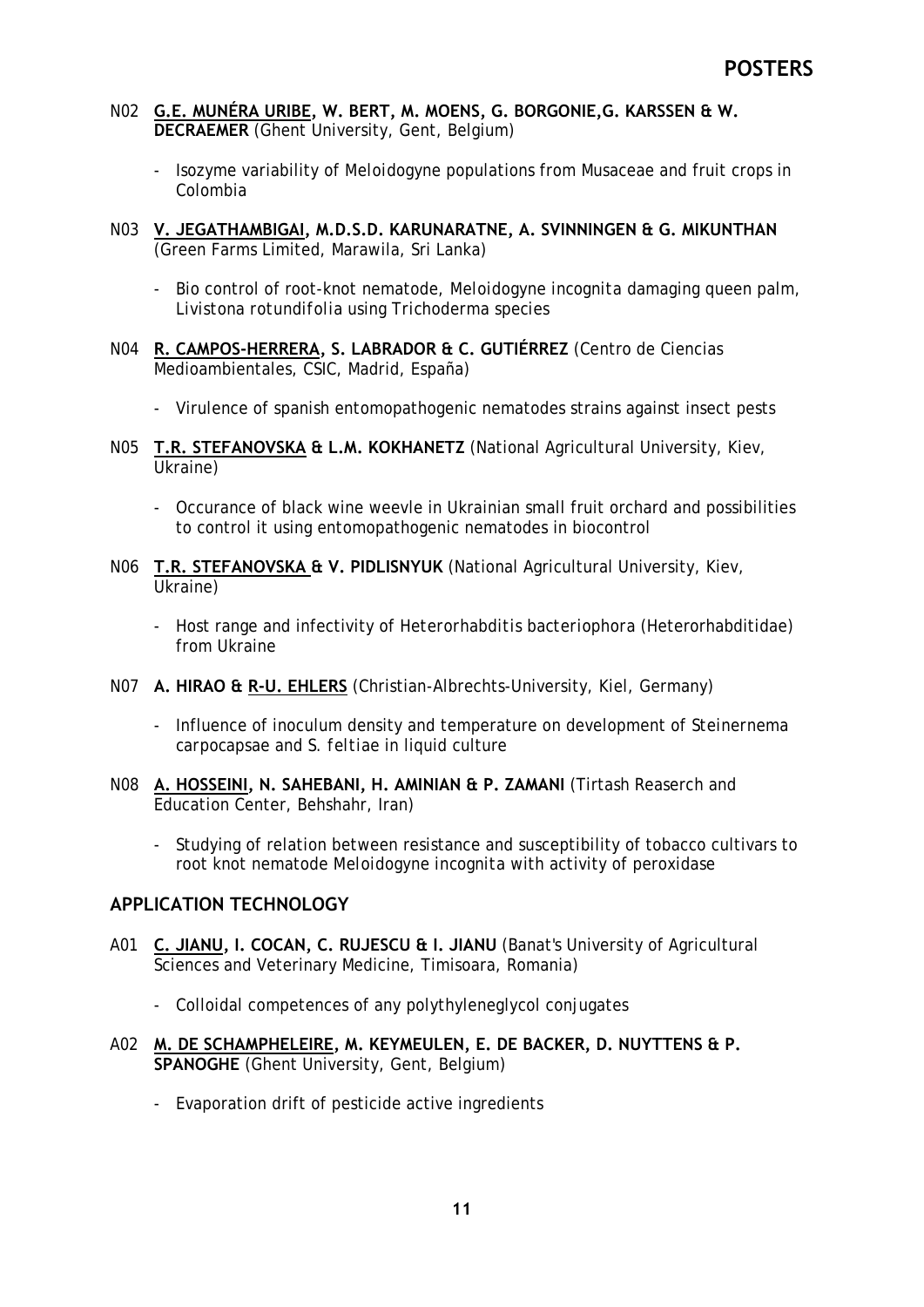# POSTERS

N02 **<u>G.E. MUNÉRA URIBE</u>, W. BERT, M. MOENS, G. BORGONIE,G. KARSSEN & W. DECRAEMER** (Ghent University, Gent, Belgium)

- Isozyme variability of *Meloidogyne* populations from Musaceae and fruit crops in Colombia

N03 **<u>V. JEGATHAMBIGAI</u>, M.D.S.D. KARUNARATNE, A. SVINNINGEN & G. MIKUNTHAN** (Green Farms Limited, Marawila, Sri Lanka)

- Bio control of root-knot nematode, *Meloidogyne incognita* damaging queen palm, *Livistona rotundifolia* using *Trichoderma* species

N04 **<u>R. CAMPOS-HERRERA</u>, S. LABRADOR & C. GUTIÉRREZ** (Centro de Ciencias Medioambientales, CSIC, Madrid, España)

- Virulence of spanish entomopathogenic nematodes strains against insect pests

N05 **<u>T.R. STEFANOVSKA</u> & L.M. KOKHANETZ** (National Agricultural University, Kiev, Ukraine)

- Occurance of black wine weevle in Ukrainian small fruit orchard and possibilities to control it using entomopathogenic nematodes in biocontrol

N06 **<u>T.R. STEFANOVSKA</u> & V. PIDLISNYUK** (National Agricultural University, Kiev, Ukraine)

- Host range and infectivity of *Heterorhabditis bacteriophora* (Heterorhabditidae) from Ukraine

N07 **A. HIRAO & <u>R-U. EHLERS</u>** (Christian-Albrechts-University, Kiel, Germany)

- Influence of inoculum density and temperature on development of *Steinernema carpocapsae* and *S. feltiae* in liquid culture

N08 **<u>A. HOSSEINI</u>, N. SAHEBANI, H. AMINIAN & P. ZAMANI** (Tirtash Reaserch and Education Center, Behshahr, Iran)

- Studying of relation between resistance and susceptibility of tobacco cultivars to root knot nematode *Meloidogyne incognita* with activity of peroxidase

## APPLICATION TECHNOLOGY

A01 **<u>C. JIANU</u>, I. COCAN, C. RUJESCU & I. JIANU** (Banat's University of Agricultural Sciences and Veterinary Medicine, Timisoara, Romania)

- Colloidal competences of any polythyleneglycol conjugates

A02 **<u>M. DE SCHAMPHELEIRE</u>, M. KEYMEULEN, E. DE BACKER, D. NUYTTENS & P. SPANOGHE** (Ghent University, Gent, Belgium)

- Evaporation drift of pesticide active ingredients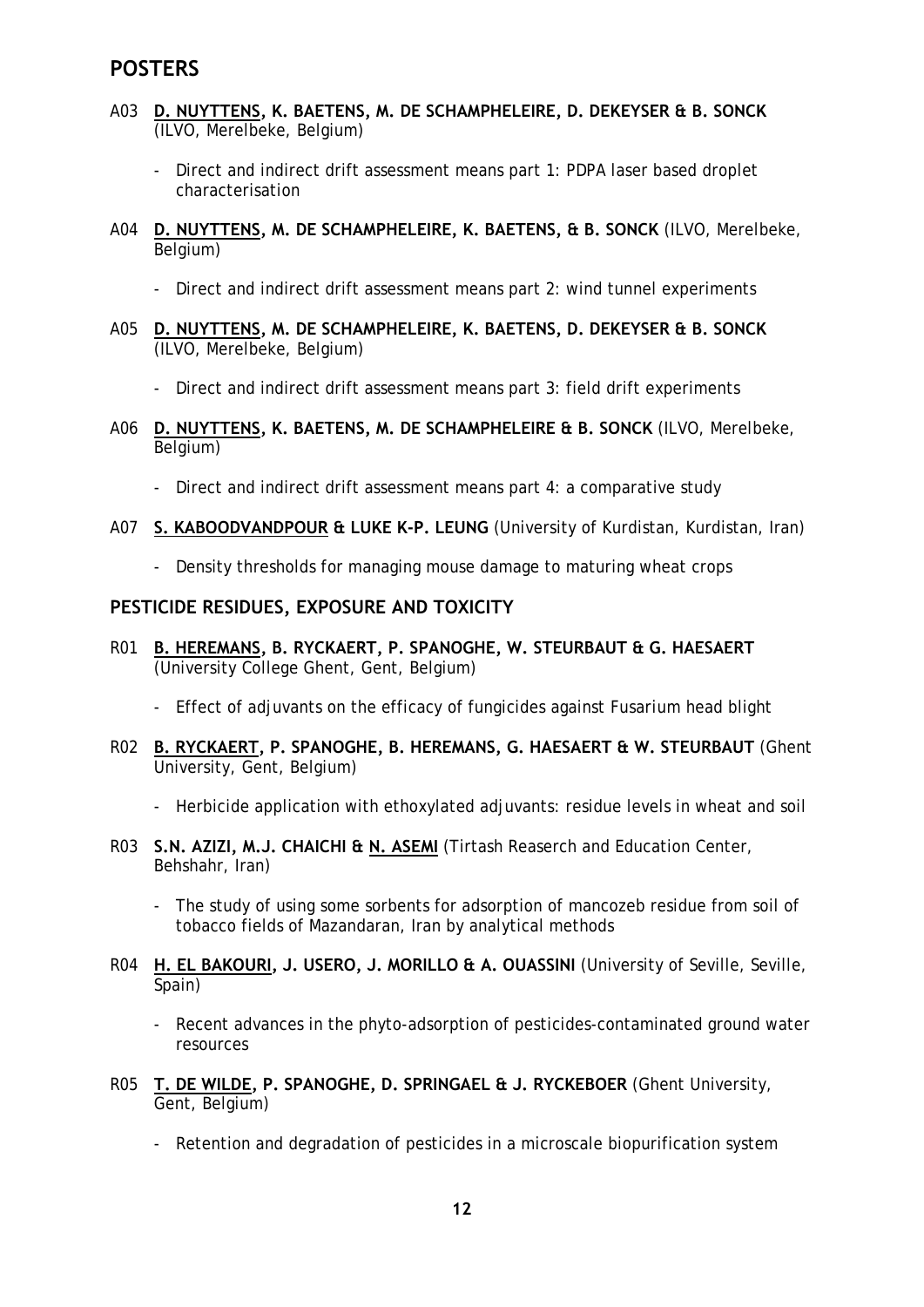## POSTERS

A03 **<u>D. NUYTTENS</u>, K. BAETENS, M. DE SCHAMPHELEIRE, D. DEKEYSER & B. SONCK** (ILVO, Merelbeke, Belgium)

- *Direct and indirect drift assessment means part 1: PDPA laser based droplet characterisation*

A04 **<u>D. NUYTTENS</u>, M. DE SCHAMPHELEIRE, K. BAETENS, & B. SONCK** (ILVO, Merelbeke, Belgium)

- *Direct and indirect drift assessment means part 2: wind tunnel experiments*

A05 **<u>D. NUYTTENS</u>, M. DE SCHAMPHELEIRE, K. BAETENS, D. DEKEYSER & B. SONCK** (ILVO, Merelbeke, Belgium)

- *Direct and indirect drift assessment means part 3: field drift experiments*

A06 **<u>D. NUYTTENS</u>, K. BAETENS, M. DE SCHAMPHELEIRE & B. SONCK** (ILVO, Merelbeke, Belgium)

- *Direct and indirect drift assessment means part 4: a comparative study*

A07 **<u>S. KABOODVANDPOUR</u> & LUKE K-P. LEUNG** (University of Kurdistan, Kurdistan, Iran)

- *Density thresholds for managing mouse damage to maturing wheat crops*

### PESTICIDE RESIDUES, EXPOSURE AND TOXICITY

R01 **<u>B. HEREMANS</u>, B. RYCKAERT, P. SPANOGHE, W. STEURBAUT & G. HAESAERT** (University College Ghent, Gent, Belgium)

- *Effect of adjuvants on the efficacy of fungicides against Fusarium head blight*

R02 **<u>B. RYCKAERT</u>, P. SPANOGHE, B. HEREMANS, G. HAESAERT & W. STEURBAUT** (Ghent University, Gent, Belgium)

- *Herbicide application with ethoxylated adjuvants: residue levels in wheat and soil*

R03 **S.N. AZIZI, M.J. CHAICHI & <u>N. ASEMI</u>** (Tirtash Reaserch and Education Center, Behshahr, Iran)

- *The study of using some sorbents for adsorption of mancozeb residue from soil of tobacco fields of Mazandaran, Iran by analytical methods*

R04 **<u>H. EL BAKOURI</u>, J. USERO, J. MORILLO & A. OUASSINI** (University of Seville, Seville, Spain)

- *Recent advances in the phyto-adsorption of pesticides-contaminated ground water resources*

R05 **<u>T. DE WILDE</u>, P. SPANOGHE, D. SPRINGAEL & J. RYCKEBOER** (Ghent University, Gent, Belgium)

- *Retention and degradation of pesticides in a microscale biopurification system*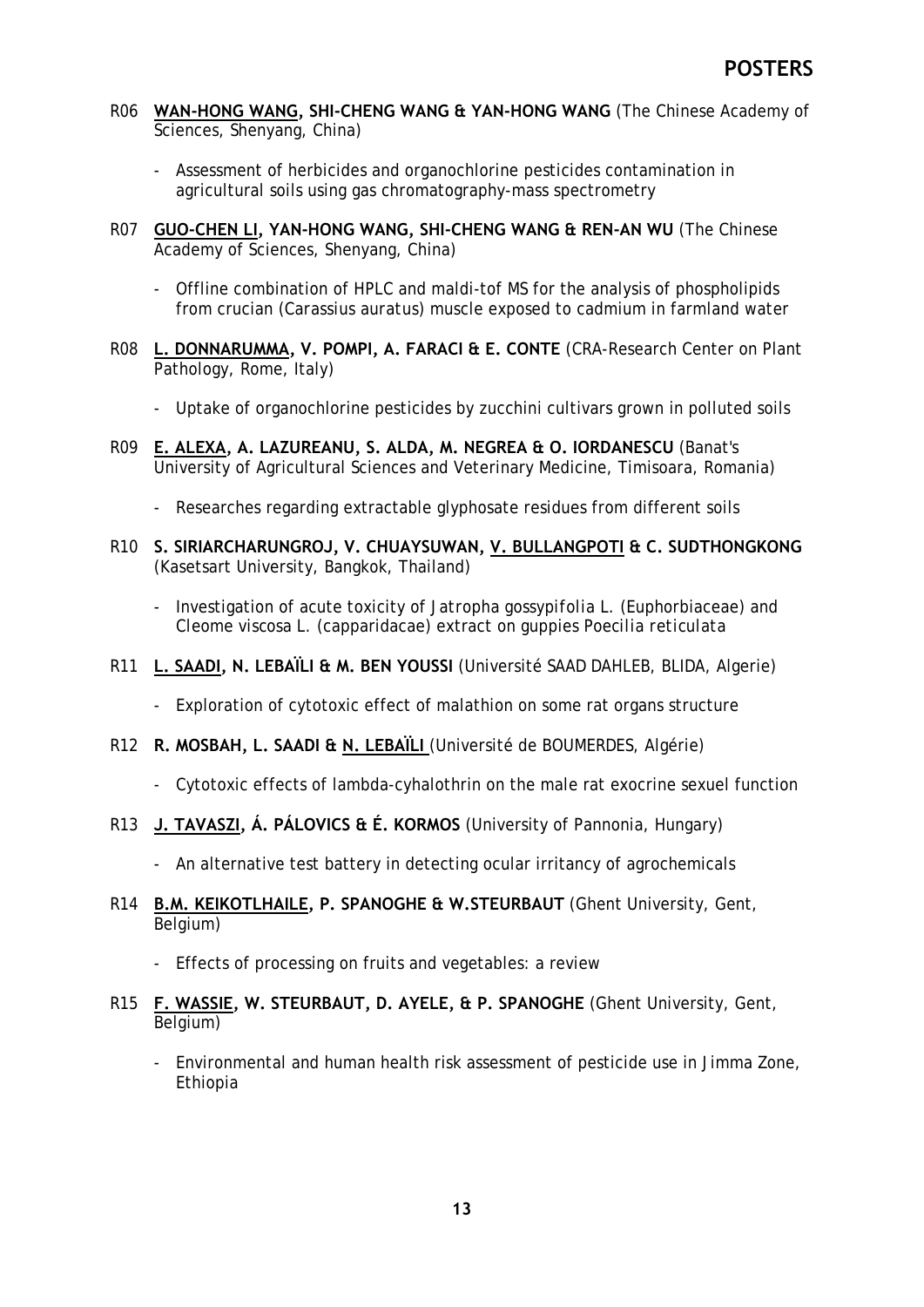## POSTERS

R06 **WAN-HONG WANG, SHI-CHENG WANG & YAN-HONG WANG** (The Chinese Academy of Sciences, Shenyang, China)

- Assessment of herbicides and organochlorine pesticides contamination in agricultural soils using gas chromatography-mass spectrometry

R07 **GUO-CHEN LI, YAN-HONG WANG, SHI-CHENG WANG & REN-AN WU** (The Chinese Academy of Sciences, Shenyang, China)

- Offline combination of HPLC and maldi-tof MS for the analysis of phospholipids from crucian (Carassius auratus) muscle exposed to cadmium in farmland water

R08 **L. DONNARUMMA, V. POMPI, A. FARACI & E. CONTE** (CRA-Research Center on Plant Pathology, Rome, Italy)

- Uptake of organochlorine pesticides by zucchini cultivars grown in polluted soils

R09 **E. ALEXA, A. LAZUREANU, S. ALDA, M. NEGREA & O. IORDANESCU** (Banat's University of Agricultural Sciences and Veterinary Medicine, Timisoara, Romania)

- Researches regarding extractable glyphosate residues from different soils

R10 **S. SIRIARCHARUNGROJ, V. CHUAYSUWAN, V. BULLANGPOTI & C. SUDTHONGKONG** (Kasetsart University, Bangkok, Thailand)

- Investigation of acute toxicity of *Jatropha gossypifolia* L. (Euphorbiaceae) and *Cleome viscosa* L. (capparidacae) extract on guppies *Poecilia reticulata*

R11 **L. SAADI, N. LEBAÏLI & M. BEN YOUSSI** (Université SAAD DAHLEB, BLIDA, Algerie)

- Exploration of cytotoxic effect of malathion on some rat organs structure

R12 **R. MOSBAH, L. SAADI & N. LEBAÏLI** (Université de BOUMERDES, Algérie)

- Cytotoxic effects of lambda-cyhalothrin on the male rat exocrine sexuel function

R13 **J. TAVASZI, Á. PÁLOVICS & É. KORMOS** (University of Pannonia, Hungary)

- An alternative test battery in detecting ocular irritancy of agrochemicals

R14 **B.M. KEIKOTLHAILE, P. SPANOGHE & W.STEURBAUT** (Ghent University, Gent, Belgium)

- Effects of processing on fruits and vegetables: a review

R15 **F. WASSIE, W. STEURBAUT, D. AYELE, & P. SPANOGHE** (Ghent University, Gent, Belgium)

- Environmental and human health risk assessment of pesticide use in Jimma Zone, Ethiopia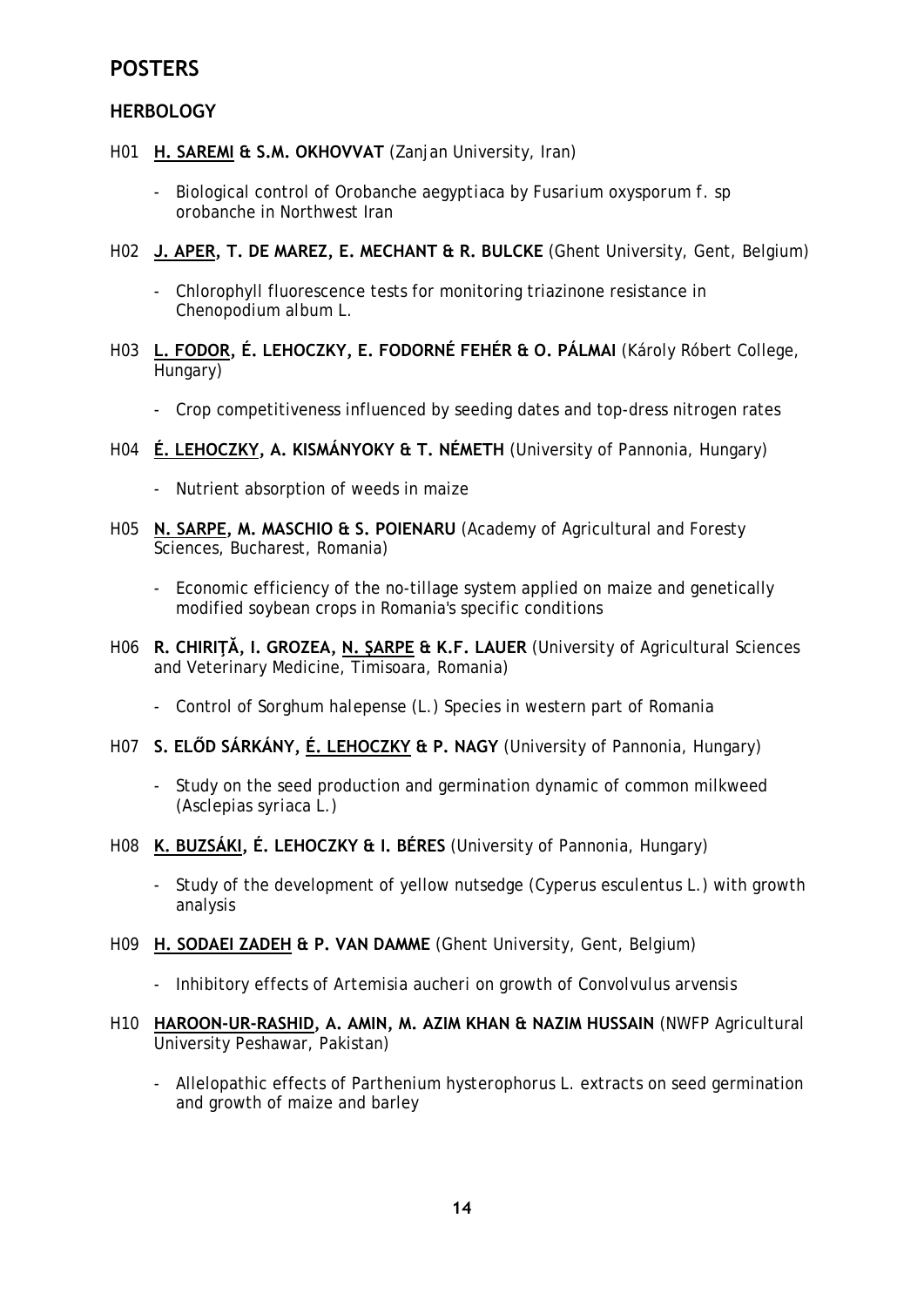# POSTERS

## HERBOLOGY

H01 **H. SAREMI & S.M. OKHOVVAT** (Zanjan University, Iran)

- *Biological control of Orobanche aegyptiaca by Fusarium oxysporum f. sp orobanche in Northwest Iran*

H02 **J. APER, T. DE MAREZ, E. MECHANT & R. BULCKE** (Ghent University, Gent, Belgium)

- *Chlorophyll fluorescence tests for monitoring triazinone resistance in Chenopodium album L.*

H03 **L. FODOR, É. LEHOCZKY, E. FODORNÉ FEHÉR & O. PÁLMAI** (Károly Róbert College, Hungary)

- *Crop competitiveness influenced by seeding dates and top-dress nitrogen rates*

H04 **É. LEHOCZKY, A. KISMÁNYOKY & T. NÉMETH** (University of Pannonia, Hungary)

- *Nutrient absorption of weeds in maize*

H05 **N. SARPE, M. MASCHIO & S. POIENARU** (Academy of Agricultural and Foresty Sciences, Bucharest, Romania)

- *Economic efficiency of the no-tillage system applied on maize and genetically modified soybean crops in Romania's specific conditions*

H06 **R. CHIRIŢĂ, I. GROZEA, N. ŞARPE & K.F. LAUER** (University of Agricultural Sciences and Veterinary Medicine, Timisoara, Romania)

- *Control of Sorghum halepense (L.) Species in western part of Romania*

H07 **S. ELŐD SÁRKÁNY, É. LEHOCZKY & P. NAGY** (University of Pannonia, Hungary)

- *Study on the seed production and germination dynamic of common milkweed (Asclepias syriaca L.)*

H08 **K. BUZSÁKI, É. LEHOCZKY & I. BÉRES** (University of Pannonia, Hungary)

- *Study of the development of yellow nutsedge (Cyperus esculentus L.) with growth analysis*

H09 **H. SODAEI ZADEH & P. VAN DAMME** (Ghent University, Gent, Belgium)

- *Inhibitory effects of Artemisia aucheri on growth of Convolvulus arvensis*

H10 **HAROON-UR-RASHID, A. AMIN, M. AZIM KHAN & NAZIM HUSSAIN** (NWFP Agricultural University Peshawar, Pakistan)

- *Allelopathic effects of Parthenium hysterophorus L. extracts on seed germination and growth of maize and barley*